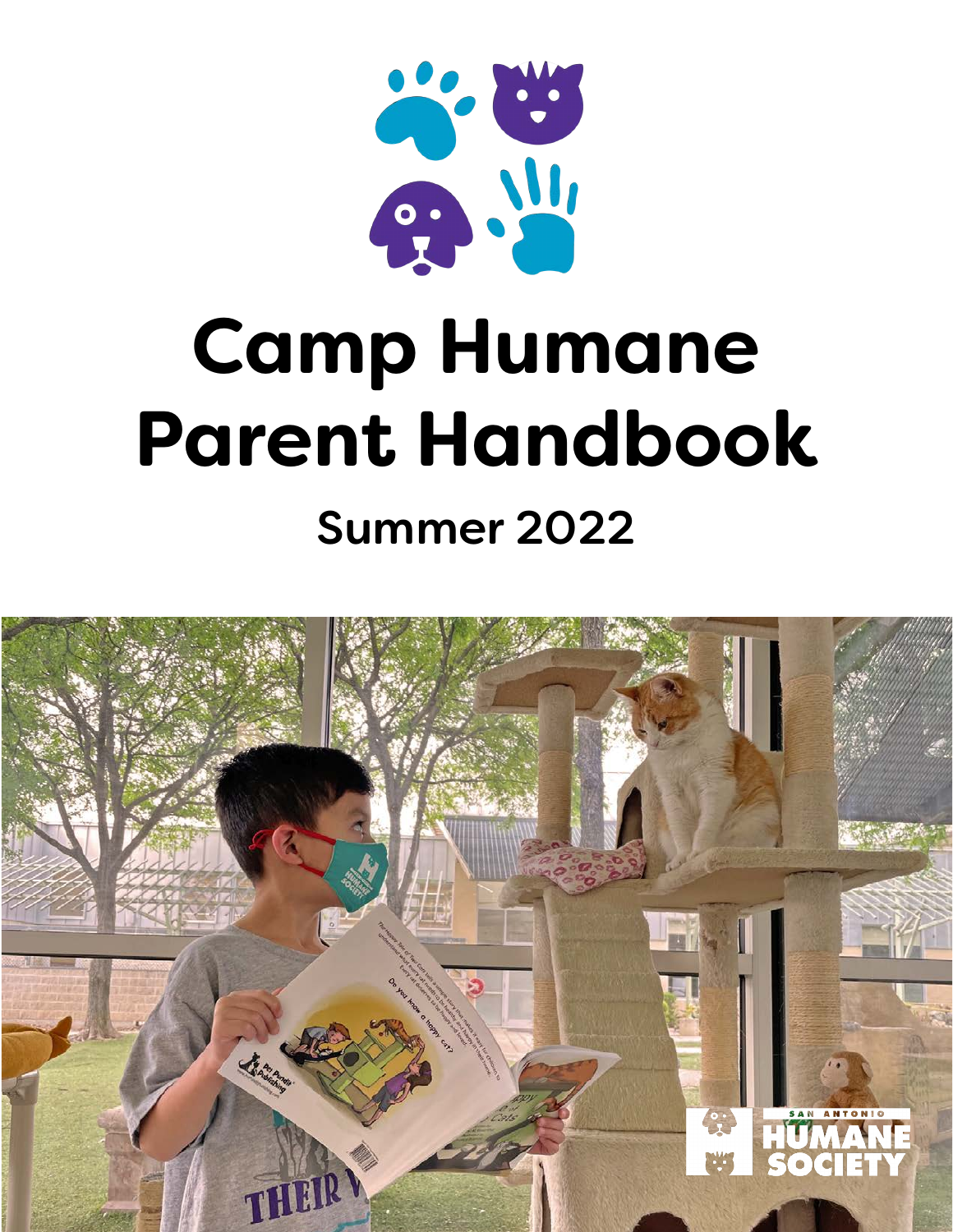# Camp Humane Parent Handbook

## Summer 2022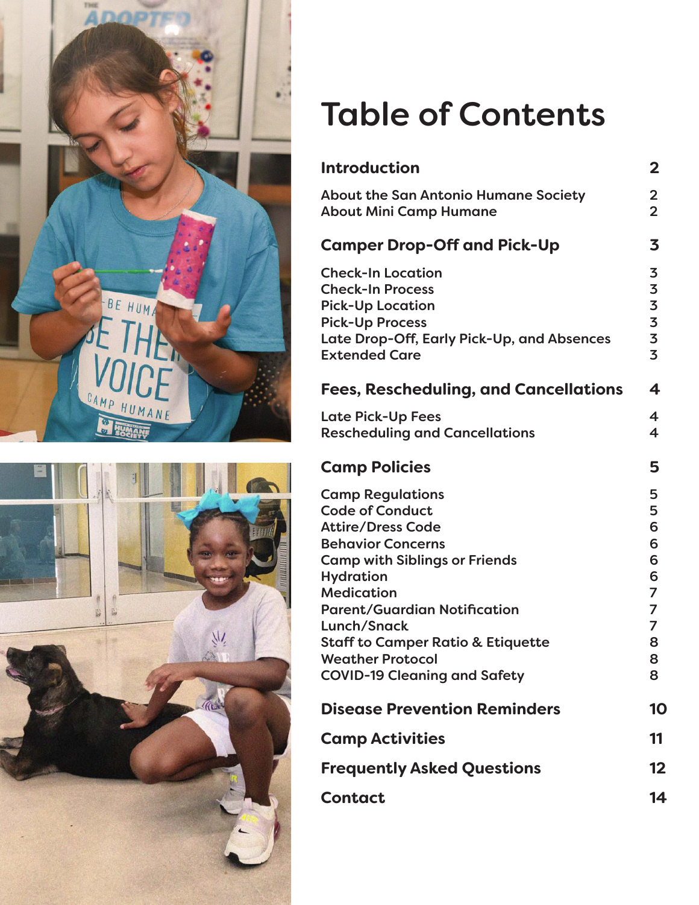# Table of Contents

| Section | Page |
|---|---|
| **Introduction** | **2** |
| About the San Antonio Humane Society | 2 |
| About Mini Camp Humane | 2 |
| **Camper Drop-Off and Pick-Up** | **3** |
| Check-In Location | 3 |
| Check-In Process | 3 |
| Pick-Up Location | 3 |
| Pick-Up Process | 3 |
| Late Drop-Off, Early Pick-Up, and Absences | 3 |
| Extended Care | 3 |
| **Fees, Rescheduling, and Cancellations** | **4** |
| Late Pick-Up Fees | 4 |
| Rescheduling and Cancellations | 4 |
| **Camp Policies** | **5** |
| Camp Regulations | 5 |
| Code of Conduct | 5 |
| Attire/Dress Code | 6 |
| Behavior Concerns | 6 |
| Camp with Siblings or Friends | 6 |
| Hydration | 6 |
| Medication | 7 |
| Parent/Guardian Notification | 7 |
| Lunch/Snack | 7 |
| Staff to Camper Ratio & Etiquette | 8 |
| Weather Protocol | 8 |
| COVID-19 Cleaning and Safety | 8 |
| **Disease Prevention Reminders** | **10** |
| **Camp Activities** | **11** |
| **Frequently Asked Questions** | **12** |
| **Contact** | **14** |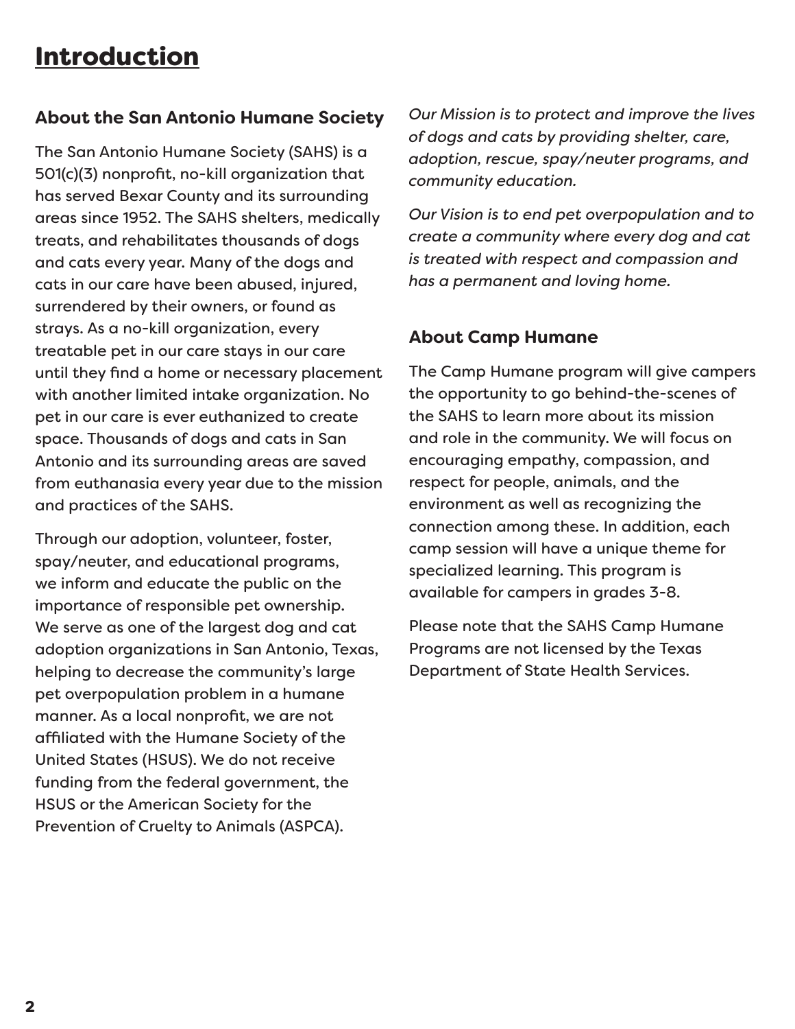# Introduction

## About the San Antonio Humane Society

The San Antonio Humane Society (SAHS) is a 501(c)(3) nonprofit, no-kill organization that has served Bexar County and its surrounding areas since 1952. The SAHS shelters, medically treats, and rehabilitates thousands of dogs and cats every year. Many of the dogs and cats in our care have been abused, injured, surrendered by their owners, or found as strays. As a no-kill organization, every treatable pet in our care stays in our care until they find a home or necessary placement with another limited intake organization. No pet in our care is ever euthanized to create space. Thousands of dogs and cats in San Antonio and its surrounding areas are saved from euthanasia every year due to the mission and practices of the SAHS.

Through our adoption, volunteer, foster, spay/neuter, and educational programs, we inform and educate the public on the importance of responsible pet ownership. We serve as one of the largest dog and cat adoption organizations in San Antonio, Texas, helping to decrease the community's large pet overpopulation problem in a humane manner. As a local nonprofit, we are not affiliated with the Humane Society of the United States (HSUS). We do not receive funding from the federal government, the HSUS or the American Society for the Prevention of Cruelty to Animals (ASPCA).

*Our Mission is to protect and improve the lives of dogs and cats by providing shelter, care, adoption, rescue, spay/neuter programs, and community education.*

*Our Vision is to end pet overpopulation and to create a community where every dog and cat is treated with respect and compassion and has a permanent and loving home.*

## About Camp Humane

The Camp Humane program will give campers the opportunity to go behind-the-scenes of the SAHS to learn more about its mission and role in the community. We will focus on encouraging empathy, compassion, and respect for people, animals, and the environment as well as recognizing the connection among these. In addition, each camp session will have a unique theme for specialized learning. This program is available for campers in grades 3-8.

Please note that the SAHS Camp Humane Programs are not licensed by the Texas Department of State Health Services.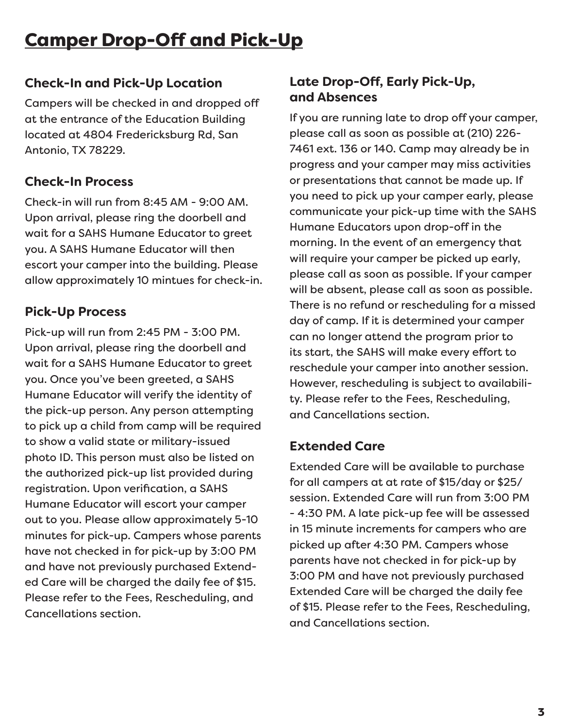# Camper Drop-Off and Pick-Up

## Check-In and Pick-Up Location

Campers will be checked in and dropped off at the entrance of the Education Building located at 4804 Fredericksburg Rd, San Antonio, TX 78229.

## Check-In Process

Check-in will run from 8:45 AM - 9:00 AM. Upon arrival, please ring the doorbell and wait for a SAHS Humane Educator to greet you. A SAHS Humane Educator will then escort your camper into the building. Please allow approximately 10 mintues for check-in.

## Pick-Up Process

Pick-up will run from 2:45 PM - 3:00 PM. Upon arrival, please ring the doorbell and wait for a SAHS Humane Educator to greet you. Once you've been greeted, a SAHS Humane Educator will verify the identity of the pick-up person. Any person attempting to pick up a child from camp will be required to show a valid state or military-issued photo ID. This person must also be listed on the authorized pick-up list provided during registration. Upon verification, a SAHS Humane Educator will escort your camper out to you. Please allow approximately 5-10 minutes for pick-up. Campers whose parents have not checked in for pick-up by 3:00 PM and have not previously purchased Extended Care will be charged the daily fee of $15. Please refer to the Fees, Rescheduling, and Cancellations section.

## Late Drop-Off, Early Pick-Up, and Absences

If you are running late to drop off your camper, please call as soon as possible at (210) 226-7461 ext. 136 or 140. Camp may already be in progress and your camper may miss activities or presentations that cannot be made up. If you need to pick up your camper early, please communicate your pick-up time with the SAHS Humane Educators upon drop-off in the morning. In the event of an emergency that will require your camper be picked up early, please call as soon as possible. If your camper will be absent, please call as soon as possible. There is no refund or rescheduling for a missed day of camp. If it is determined your camper can no longer attend the program prior to its start, the SAHS will make every effort to reschedule your camper into another session. However, rescheduling is subject to availability. Please refer to the Fees, Rescheduling, and Cancellations section.

## Extended Care

Extended Care will be available to purchase for all campers at at rate of $15/day or $25/session. Extended Care will run from 3:00 PM - 4:30 PM. A late pick-up fee will be assessed in 15 minute increments for campers who are picked up after 4:30 PM. Campers whose parents have not checked in for pick-up by 3:00 PM and have not previously purchased Extended Care will be charged the daily fee of $15. Please refer to the Fees, Rescheduling, and Cancellations section.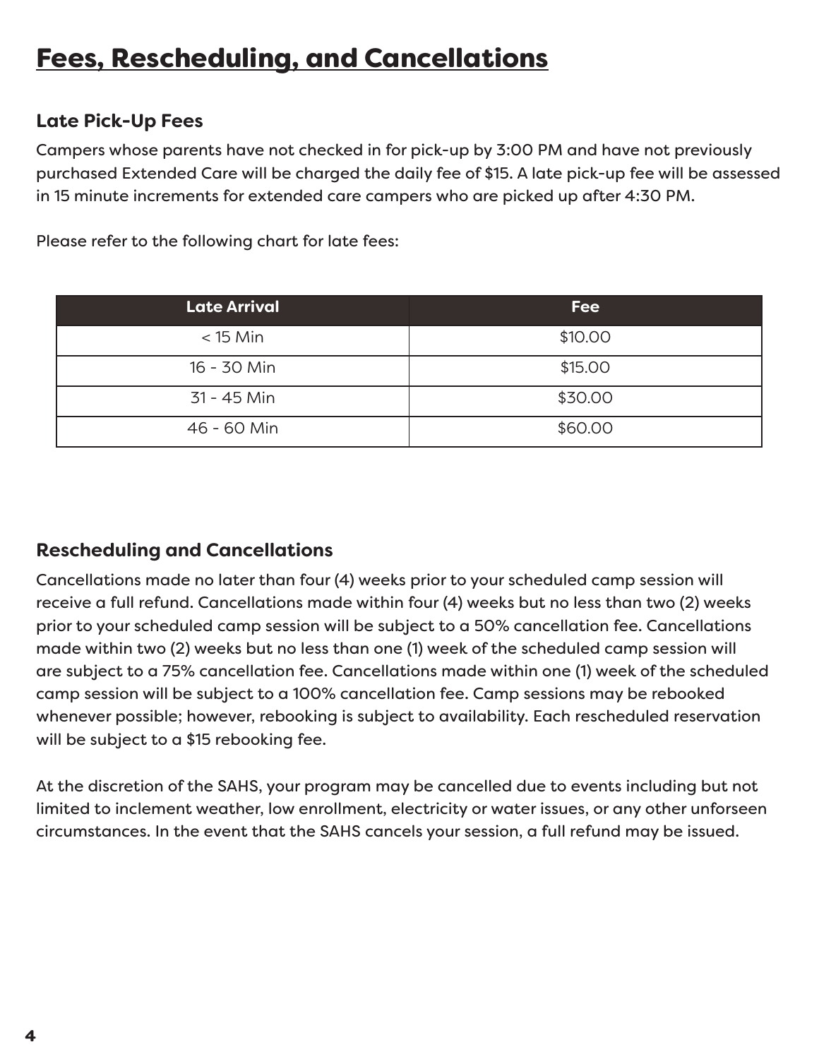# Fees, Rescheduling, and Cancellations

### Late Pick-Up Fees

Campers whose parents have not checked in for pick-up by 3:00 PM and have not previously purchased Extended Care will be charged the daily fee of $15. A late pick-up fee will be assessed in 15 minute increments for extended care campers who are picked up after 4:30 PM.

Please refer to the following chart for late fees:

| Late Arrival | Fee |
| --- | --- |
| < 15 Min | $10.00 |
| 16 - 30 Min | $15.00 |
| 31 - 45 Min | $30.00 |
| 46 - 60 Min | $60.00 |

### Rescheduling and Cancellations

Cancellations made no later than four (4) weeks prior to your scheduled camp session will receive a full refund. Cancellations made within four (4) weeks but no less than two (2) weeks prior to your scheduled camp session will be subject to a 50% cancellation fee. Cancellations made within two (2) weeks but no less than one (1) week of the scheduled camp session will are subject to a 75% cancellation fee. Cancellations made within one (1) week of the scheduled camp session will be subject to a 100% cancellation fee. Camp sessions may be rebooked whenever possible; however, rebooking is subject to availability. Each rescheduled reservation will be subject to a $15 rebooking fee.

At the discretion of the SAHS, your program may be cancelled due to events including but not limited to inclement weather, low enrollment, electricity or water issues, or any other unforseen circumstances. In the event that the SAHS cancels your session, a full refund may be issued.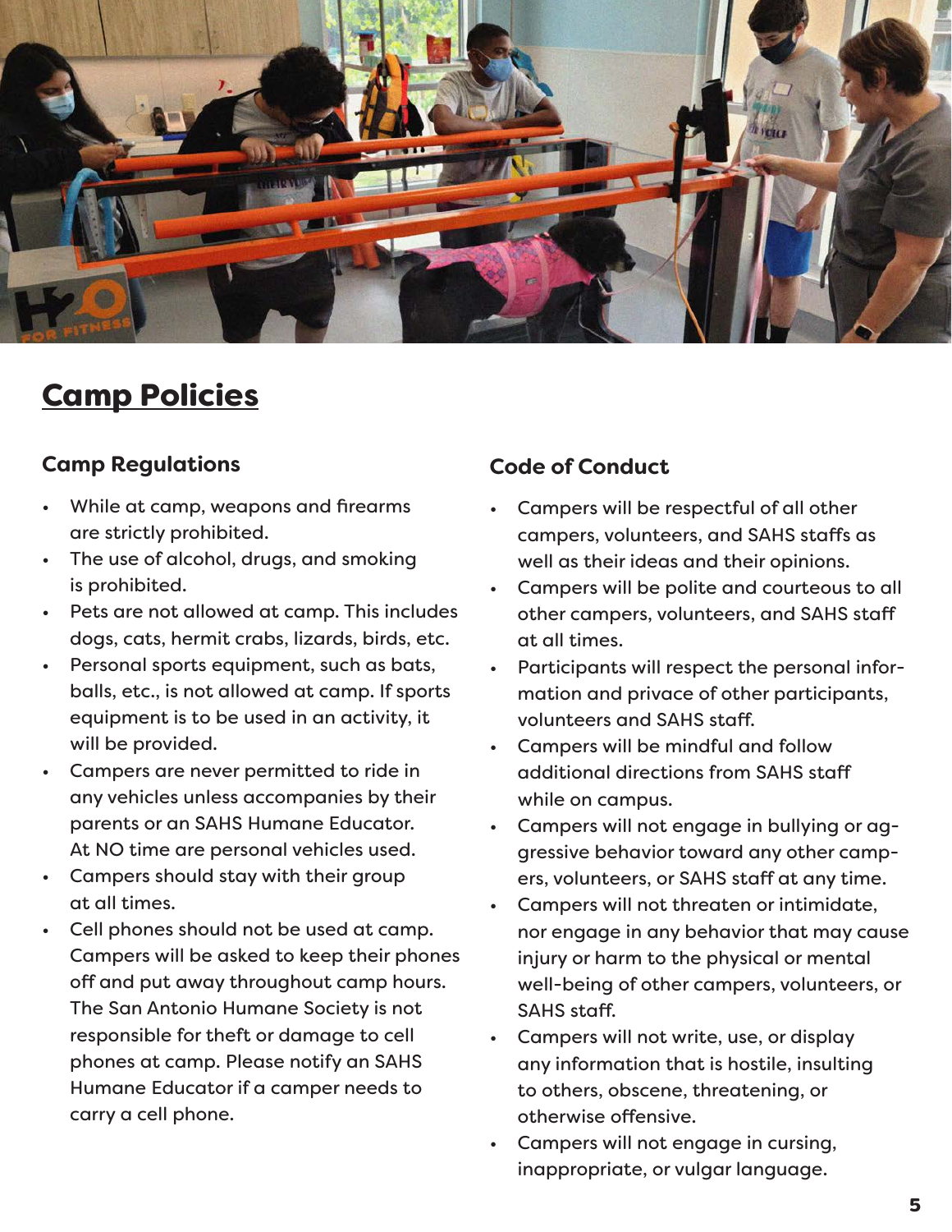# Camp Policies

## Camp Regulations

- While at camp, weapons and firearms are strictly prohibited.
- The use of alcohol, drugs, and smoking is prohibited.
- Pets are not allowed at camp. This includes dogs, cats, hermit crabs, lizards, birds, etc.
- Personal sports equipment, such as bats, balls, etc., is not allowed at camp. If sports equipment is to be used in an activity, it will be provided.
- Campers are never permitted to ride in any vehicles unless accompanies by their parents or an SAHS Humane Educator. At NO time are personal vehicles used.
- Campers should stay with their group at all times.
- Cell phones should not be used at camp. Campers will be asked to keep their phones off and put away throughout camp hours. The San Antonio Humane Society is not responsible for theft or damage to cell phones at camp. Please notify an SAHS Humane Educator if a camper needs to carry a cell phone.

## Code of Conduct

- Campers will be respectful of all other campers, volunteers, and SAHS staffs as well as their ideas and their opinions.
- Campers will be polite and courteous to all other campers, volunteers, and SAHS staff at all times.
- Participants will respect the personal information and privace of other participants, volunteers and SAHS staff.
- Campers will be mindful and follow additional directions from SAHS staff while on campus.
- Campers will not engage in bullying or aggressive behavior toward any other campers, volunteers, or SAHS staff at any time.
- Campers will not threaten or intimidate, nor engage in any behavior that may cause injury or harm to the physical or mental well-being of other campers, volunteers, or SAHS staff.
- Campers will not write, use, or display any information that is hostile, insulting to others, obscene, threatening, or otherwise offensive.
- Campers will not engage in cursing, inappropriate, or vulgar language.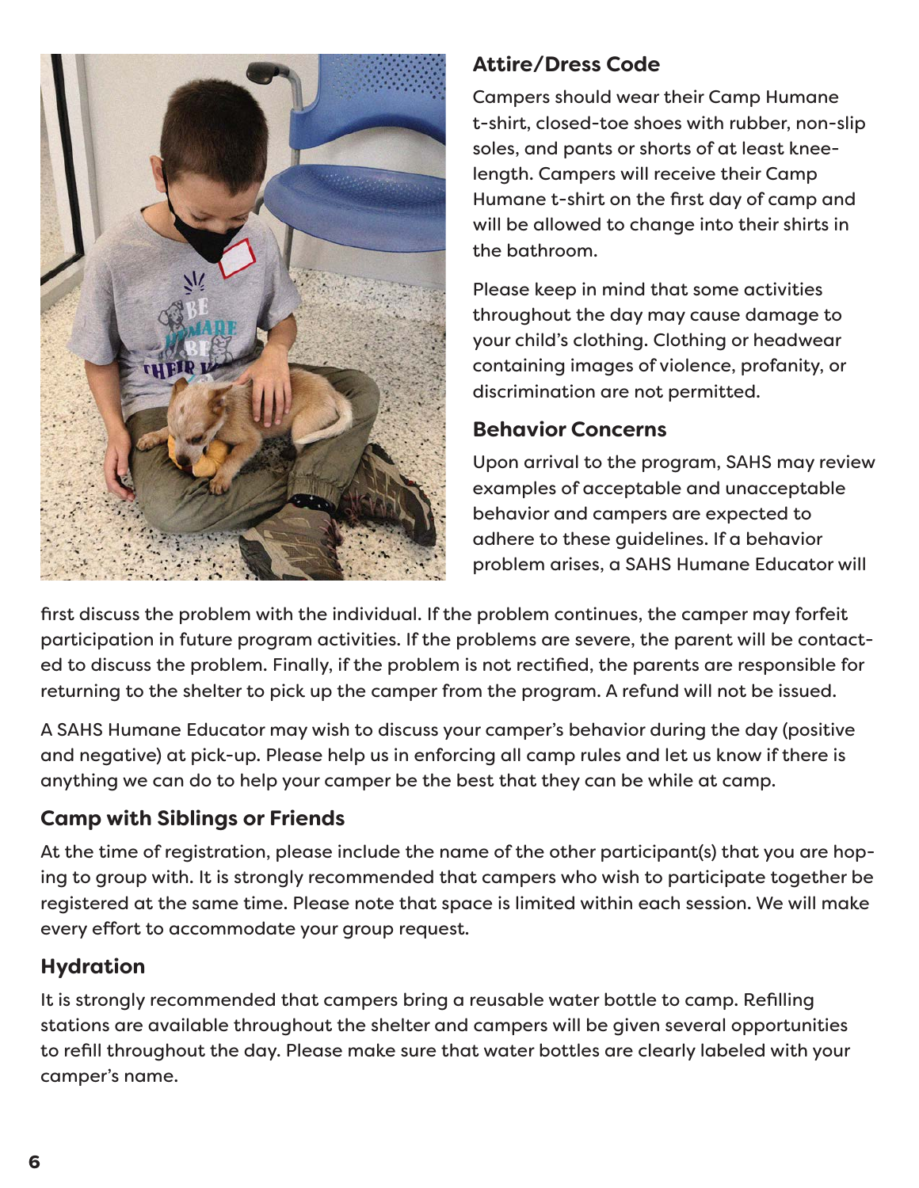## Attire/Dress Code

Campers should wear their Camp Humane t-shirt, closed-toe shoes with rubber, non-slip soles, and pants or shorts of at least knee-length. Campers will receive their Camp Humane t-shirt on the first day of camp and will be allowed to change into their shirts in the bathroom.

Please keep in mind that some activities throughout the day may cause damage to your child's clothing. Clothing or headwear containing images of violence, profanity, or discrimination are not permitted.

## Behavior Concerns

Upon arrival to the program, SAHS may review examples of acceptable and unacceptable behavior and campers are expected to adhere to these guidelines. If a behavior problem arises, a SAHS Humane Educator will first discuss the problem with the individual. If the problem continues, the camper may forfeit participation in future program activities. If the problems are severe, the parent will be contacted to discuss the problem. Finally, if the problem is not rectified, the parents are responsible for returning to the shelter to pick up the camper from the program. A refund will not be issued.

A SAHS Humane Educator may wish to discuss your camper's behavior during the day (positive and negative) at pick-up. Please help us in enforcing all camp rules and let us know if there is anything we can do to help your camper be the best that they can be while at camp.

## Camp with Siblings or Friends

At the time of registration, please include the name of the other participant(s) that you are hoping to group with. It is strongly recommended that campers who wish to participate together be registered at the same time. Please note that space is limited within each session. We will make every effort to accommodate your group request.

## Hydration

It is strongly recommended that campers bring a reusable water bottle to camp. Refilling stations are available throughout the shelter and campers will be given several opportunities to refill throughout the day. Please make sure that water bottles are clearly labeled with your camper's name.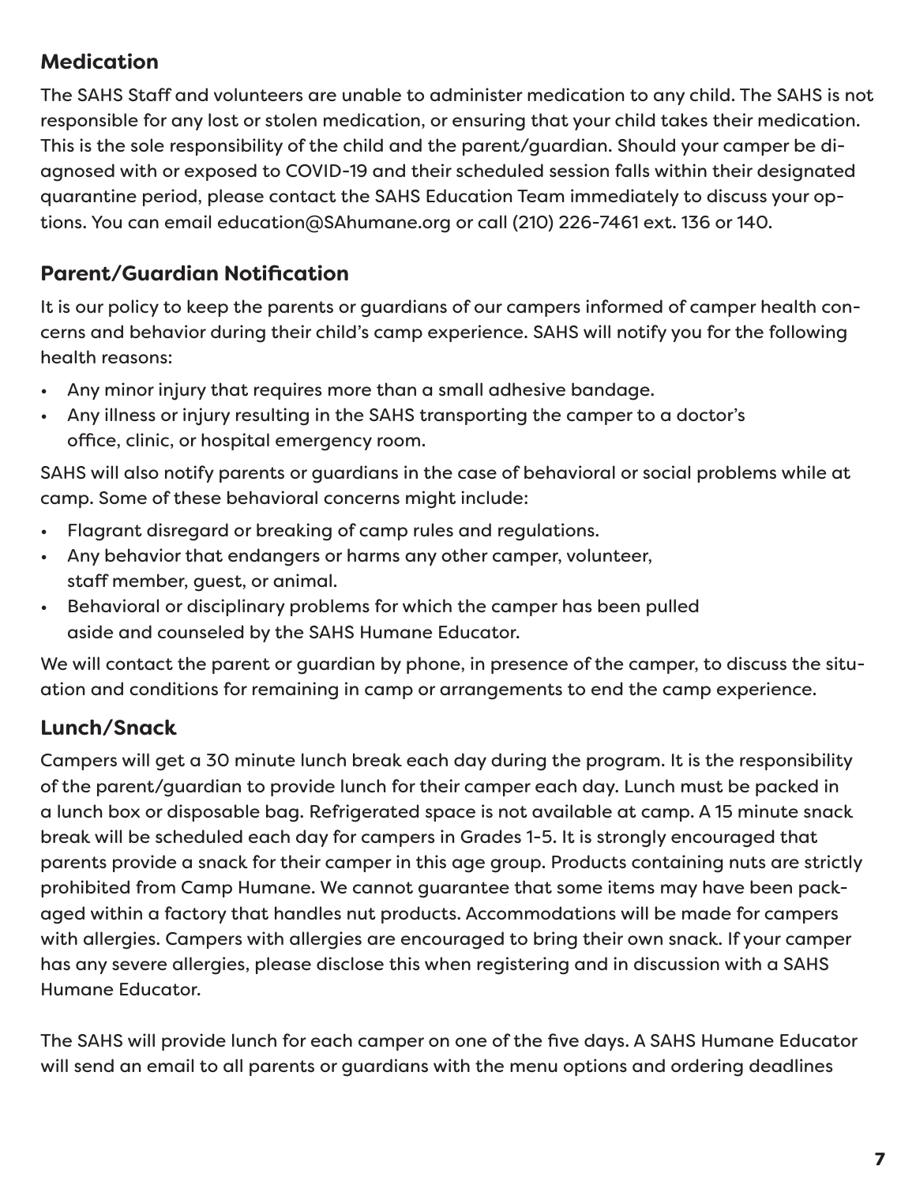## Medication

The SAHS Staff and volunteers are unable to administer medication to any child. The SAHS is not responsible for any lost or stolen medication, or ensuring that your child takes their medication. This is the sole responsibility of the child and the parent/guardian. Should your camper be diagnosed with or exposed to COVID-19 and their scheduled session falls within their designated quarantine period, please contact the SAHS Education Team immediately to discuss your options. You can email education@SAhumane.org or call (210) 226-7461 ext. 136 or 140.

## Parent/Guardian Notification

It is our policy to keep the parents or guardians of our campers informed of camper health concerns and behavior during their child's camp experience. SAHS will notify you for the following health reasons:

- Any minor injury that requires more than a small adhesive bandage.
- Any illness or injury resulting in the SAHS transporting the camper to a doctor's office, clinic, or hospital emergency room.

SAHS will also notify parents or guardians in the case of behavioral or social problems while at camp. Some of these behavioral concerns might include:

- Flagrant disregard or breaking of camp rules and regulations.
- Any behavior that endangers or harms any other camper, volunteer, staff member, guest, or animal.
- Behavioral or disciplinary problems for which the camper has been pulled aside and counseled by the SAHS Humane Educator.

We will contact the parent or guardian by phone, in presence of the camper, to discuss the situation and conditions for remaining in camp or arrangements to end the camp experience.

## Lunch/Snack

Campers will get a 30 minute lunch break each day during the program. It is the responsibility of the parent/guardian to provide lunch for their camper each day. Lunch must be packed in a lunch box or disposable bag. Refrigerated space is not available at camp. A 15 minute snack break will be scheduled each day for campers in Grades 1-5. It is strongly encouraged that parents provide a snack for their camper in this age group. Products containing nuts are strictly prohibited from Camp Humane. We cannot guarantee that some items may have been packaged within a factory that handles nut products. Accommodations will be made for campers with allergies. Campers with allergies are encouraged to bring their own snack. If your camper has any severe allergies, please disclose this when registering and in discussion with a SAHS Humane Educator.

The SAHS will provide lunch for each camper on one of the five days. A SAHS Humane Educator will send an email to all parents or guardians with the menu options and ordering deadlines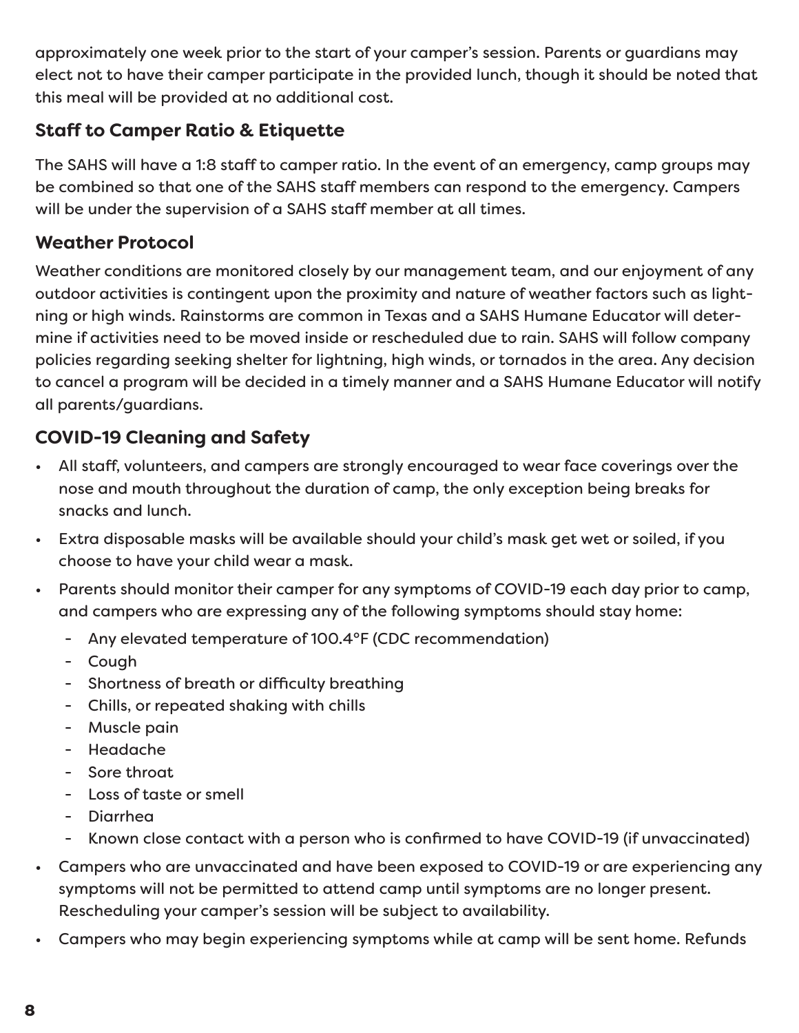approximately one week prior to the start of your camper's session. Parents or guardians may elect not to have their camper participate in the provided lunch, though it should be noted that this meal will be provided at no additional cost.

## Staff to Camper Ratio & Etiquette

The SAHS will have a 1:8 staff to camper ratio. In the event of an emergency, camp groups may be combined so that one of the SAHS staff members can respond to the emergency. Campers will be under the supervision of a SAHS staff member at all times.

## Weather Protocol

Weather conditions are monitored closely by our management team, and our enjoyment of any outdoor activities is contingent upon the proximity and nature of weather factors such as lightning or high winds. Rainstorms are common in Texas and a SAHS Humane Educator will determine if activities need to be moved inside or rescheduled due to rain. SAHS will follow company policies regarding seeking shelter for lightning, high winds, or tornados in the area. Any decision to cancel a program will be decided in a timely manner and a SAHS Humane Educator will notify all parents/guardians.

## COVID-19 Cleaning and Safety

- All staff, volunteers, and campers are strongly encouraged to wear face coverings over the nose and mouth throughout the duration of camp, the only exception being breaks for snacks and lunch.
- Extra disposable masks will be available should your child's mask get wet or soiled, if you choose to have your child wear a mask.
- Parents should monitor their camper for any symptoms of COVID-19 each day prior to camp, and campers who are expressing any of the following symptoms should stay home:
  - Any elevated temperature of 100.4°F (CDC recommendation)
  - Cough
  - Shortness of breath or difficulty breathing
  - Chills, or repeated shaking with chills
  - Muscle pain
  - Headache
  - Sore throat
  - Loss of taste or smell
  - Diarrhea
  - Known close contact with a person who is confirmed to have COVID-19 (if unvaccinated)
- Campers who are unvaccinated and have been exposed to COVID-19 or are experiencing any symptoms will not be permitted to attend camp until symptoms are no longer present. Rescheduling your camper's session will be subject to availability.
- Campers who may begin experiencing symptoms while at camp will be sent home. Refunds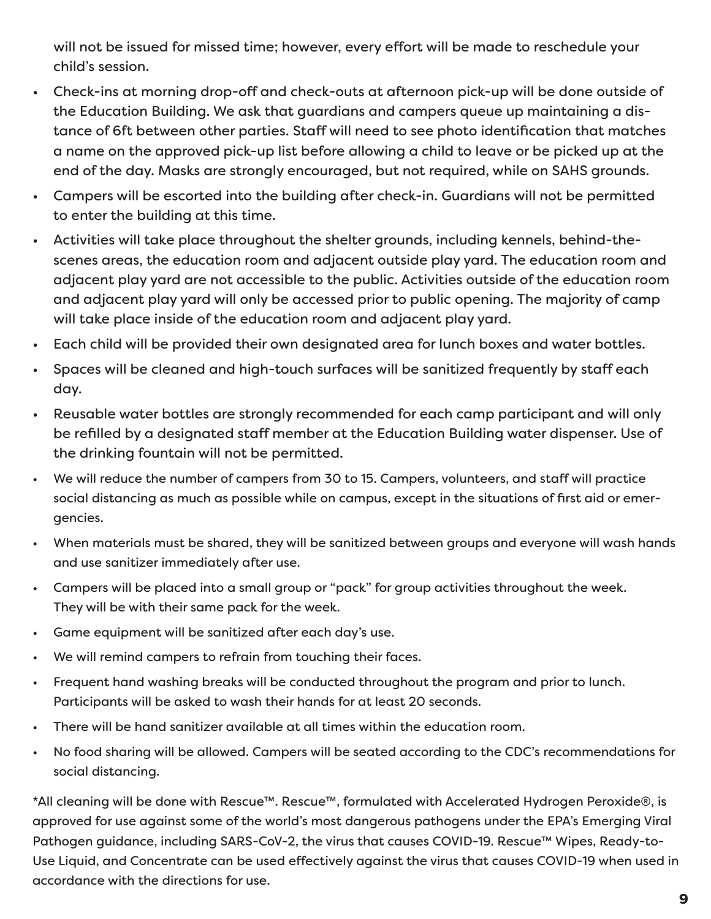will not be issued for missed time; however, every effort will be made to reschedule your child's session.

- Check-ins at morning drop-off and check-outs at afternoon pick-up will be done outside of the Education Building. We ask that guardians and campers queue up maintaining a distance of 6ft between other parties. Staff will need to see photo identification that matches a name on the approved pick-up list before allowing a child to leave or be picked up at the end of the day. Masks are strongly encouraged, but not required, while on SAHS grounds.
- Campers will be escorted into the building after check-in. Guardians will not be permitted to enter the building at this time.
- Activities will take place throughout the shelter grounds, including kennels, behind-the-scenes areas, the education room and adjacent outside play yard. The education room and adjacent play yard are not accessible to the public. Activities outside of the education room and adjacent play yard will only be accessed prior to public opening. The majority of camp will take place inside of the education room and adjacent play yard.
- Each child will be provided their own designated area for lunch boxes and water bottles.
- Spaces will be cleaned and high-touch surfaces will be sanitized frequently by staff each day.
- Reusable water bottles are strongly recommended for each camp participant and will only be refilled by a designated staff member at the Education Building water dispenser. Use of the drinking fountain will not be permitted.
- We will reduce the number of campers from 30 to 15. Campers, volunteers, and staff will practice social distancing as much as possible while on campus, except in the situations of first aid or emergencies.
- When materials must be shared, they will be sanitized between groups and everyone will wash hands and use sanitizer immediately after use.
- Campers will be placed into a small group or "pack" for group activities throughout the week. They will be with their same pack for the week.
- Game equipment will be sanitized after each day's use.
- We will remind campers to refrain from touching their faces.
- Frequent hand washing breaks will be conducted throughout the program and prior to lunch. Participants will be asked to wash their hands for at least 20 seconds.
- There will be hand sanitizer available at all times within the education room.
- No food sharing will be allowed. Campers will be seated according to the CDC's recommendations for social distancing.

*All cleaning will be done with Rescue™. Rescue™, formulated with Accelerated Hydrogen Peroxide®, is approved for use against some of the world's most dangerous pathogens under the EPA's Emerging Viral Pathogen guidance, including SARS-CoV-2, the virus that causes COVID-19. Rescue™ Wipes, Ready-to-Use Liquid, and Concentrate can be used effectively against the virus that causes COVID-19 when used in accordance with the directions for use.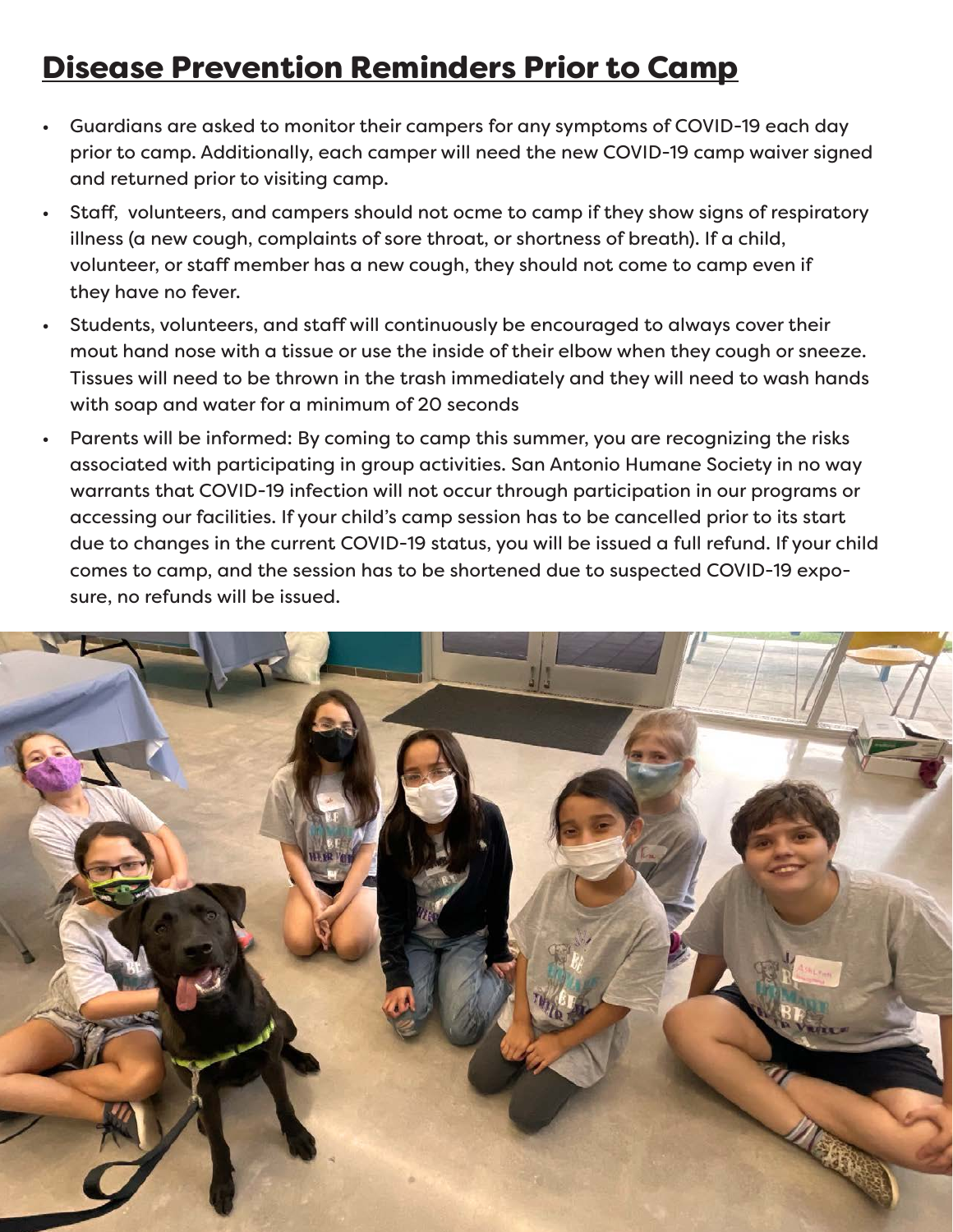## Disease Prevention Reminders Prior to Camp

- Guardians are asked to monitor their campers for any symptoms of COVID-19 each day prior to camp. Additionally, each camper will need the new COVID-19 camp waiver signed and returned prior to visiting camp.
- Staff, volunteers, and campers should not ocme to camp if they show signs of respiratory illness (a new cough, complaints of sore throat, or shortness of breath). If a child, volunteer, or staff member has a new cough, they should not come to camp even if they have no fever.
- Students, volunteers, and staff will continuously be encouraged to always cover their mout hand nose with a tissue or use the inside of their elbow when they cough or sneeze. Tissues will need to be thrown in the trash immediately and they will need to wash hands with soap and water for a minimum of 20 seconds
- Parents will be informed: By coming to camp this summer, you are recognizing the risks associated with participating in group activities. San Antonio Humane Society in no way warrants that COVID-19 infection will not occur through participation in our programs or accessing our facilities. If your child's camp session has to be cancelled prior to its start due to changes in the current COVID-19 status, you will be issued a full refund. If your child comes to camp, and the session has to be shortened due to suspected COVID-19 exposure, no refunds will be issued.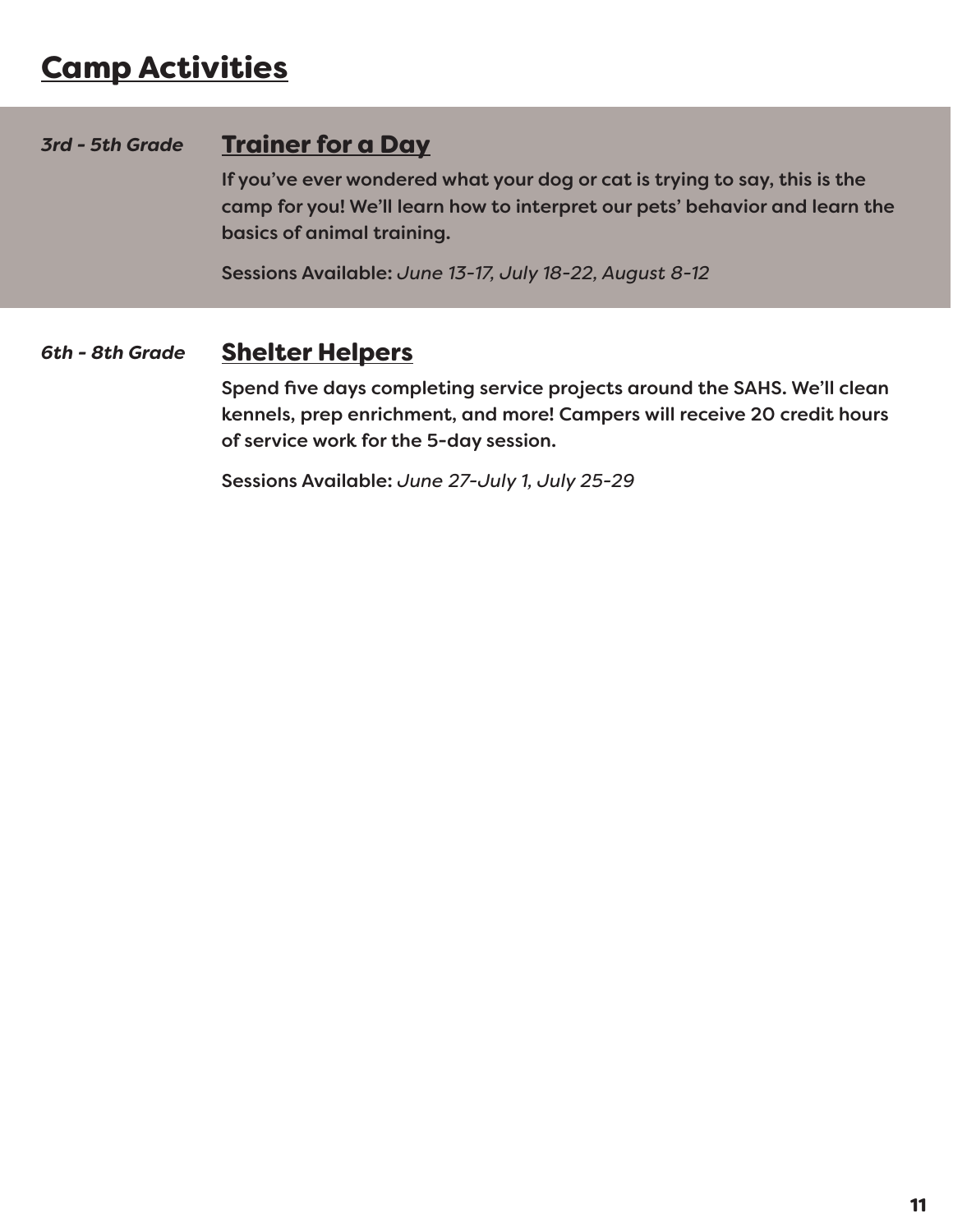# Camp Activities

*3rd - 5th Grade*

## Trainer for a Day

If you've ever wondered what your dog or cat is trying to say, this is the camp for you! We'll learn how to interpret our pets' behavior and learn the basics of animal training.

**Sessions Available:** *June 13-17, July 18-22, August 8-12*

*6th - 8th Grade*

## Shelter Helpers

Spend five days completing service projects around the SAHS. We'll clean kennels, prep enrichment, and more! Campers will receive 20 credit hours of service work for the 5-day session.

**Sessions Available:** *June 27-July 1, July 25-29*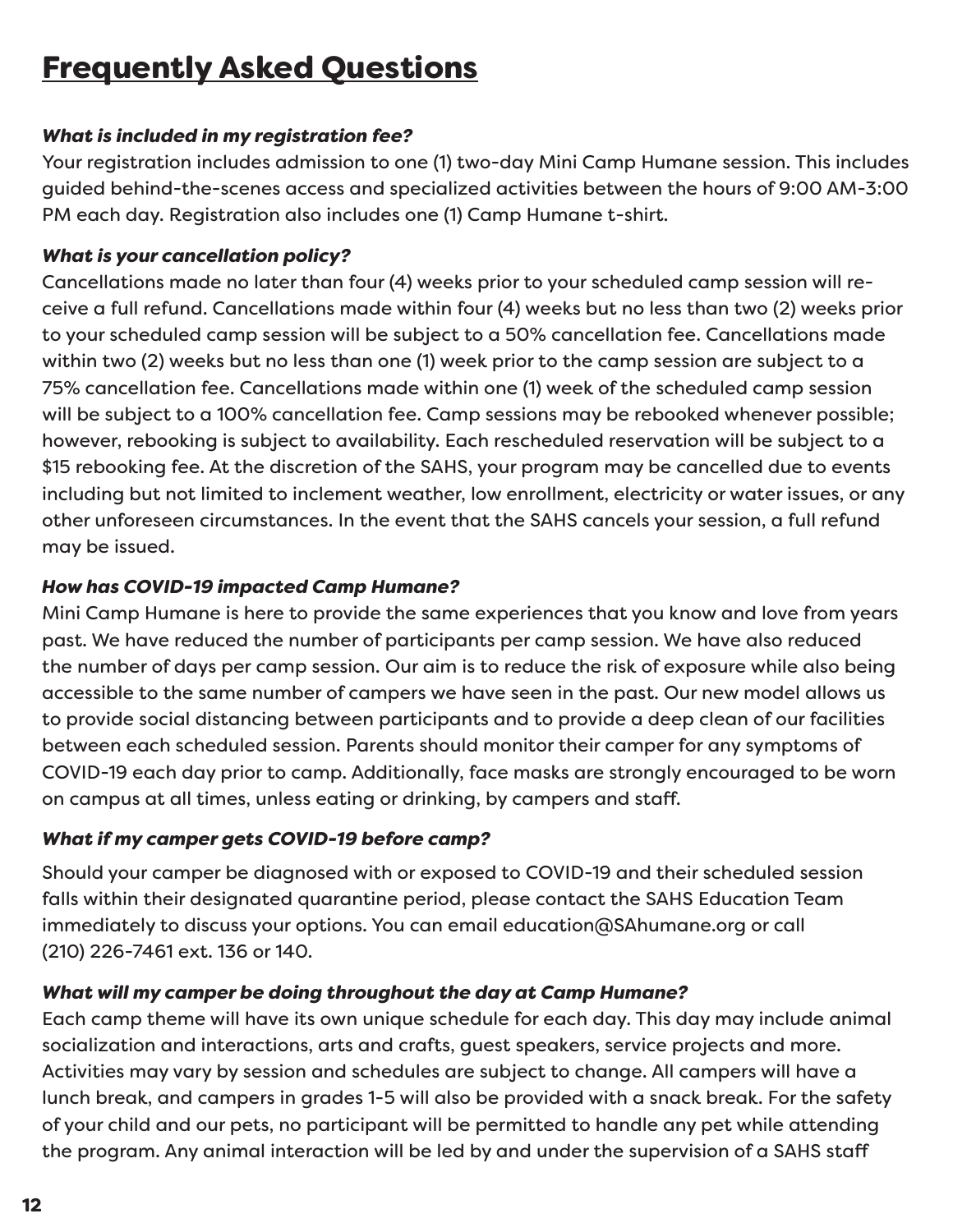# Frequently Asked Questions

***What is included in my registration fee?***

Your registration includes admission to one (1) two-day Mini Camp Humane session. This includes guided behind-the-scenes access and specialized activities between the hours of 9:00 AM-3:00 PM each day. Registration also includes one (1) Camp Humane t-shirt.

***What is your cancellation policy?***

Cancellations made no later than four (4) weeks prior to your scheduled camp session will receive a full refund. Cancellations made within four (4) weeks but no less than two (2) weeks prior to your scheduled camp session will be subject to a 50% cancellation fee. Cancellations made within two (2) weeks but no less than one (1) week prior to the camp session are subject to a 75% cancellation fee. Cancellations made within one (1) week of the scheduled camp session will be subject to a 100% cancellation fee. Camp sessions may be rebooked whenever possible; however, rebooking is subject to availability. Each rescheduled reservation will be subject to a $15 rebooking fee. At the discretion of the SAHS, your program may be cancelled due to events including but not limited to inclement weather, low enrollment, electricity or water issues, or any other unforeseen circumstances. In the event that the SAHS cancels your session, a full refund may be issued.

***How has COVID-19 impacted Camp Humane?***

Mini Camp Humane is here to provide the same experiences that you know and love from years past. We have reduced the number of participants per camp session. We have also reduced the number of days per camp session. Our aim is to reduce the risk of exposure while also being accessible to the same number of campers we have seen in the past. Our new model allows us to provide social distancing between participants and to provide a deep clean of our facilities between each scheduled session. Parents should monitor their camper for any symptoms of COVID-19 each day prior to camp. Additionally, face masks are strongly encouraged to be worn on campus at all times, unless eating or drinking, by campers and staff.

***What if my camper gets COVID-19 before camp?***

Should your camper be diagnosed with or exposed to COVID-19 and their scheduled session falls within their designated quarantine period, please contact the SAHS Education Team immediately to discuss your options. You can email education@SAhumane.org or call (210) 226-7461 ext. 136 or 140.

***What will my camper be doing throughout the day at Camp Humane?***

Each camp theme will have its own unique schedule for each day. This day may include animal socialization and interactions, arts and crafts, guest speakers, service projects and more. Activities may vary by session and schedules are subject to change. All campers will have a lunch break, and campers in grades 1-5 will also be provided with a snack break. For the safety of your child and our pets, no participant will be permitted to handle any pet while attending the program. Any animal interaction will be led by and under the supervision of a SAHS staff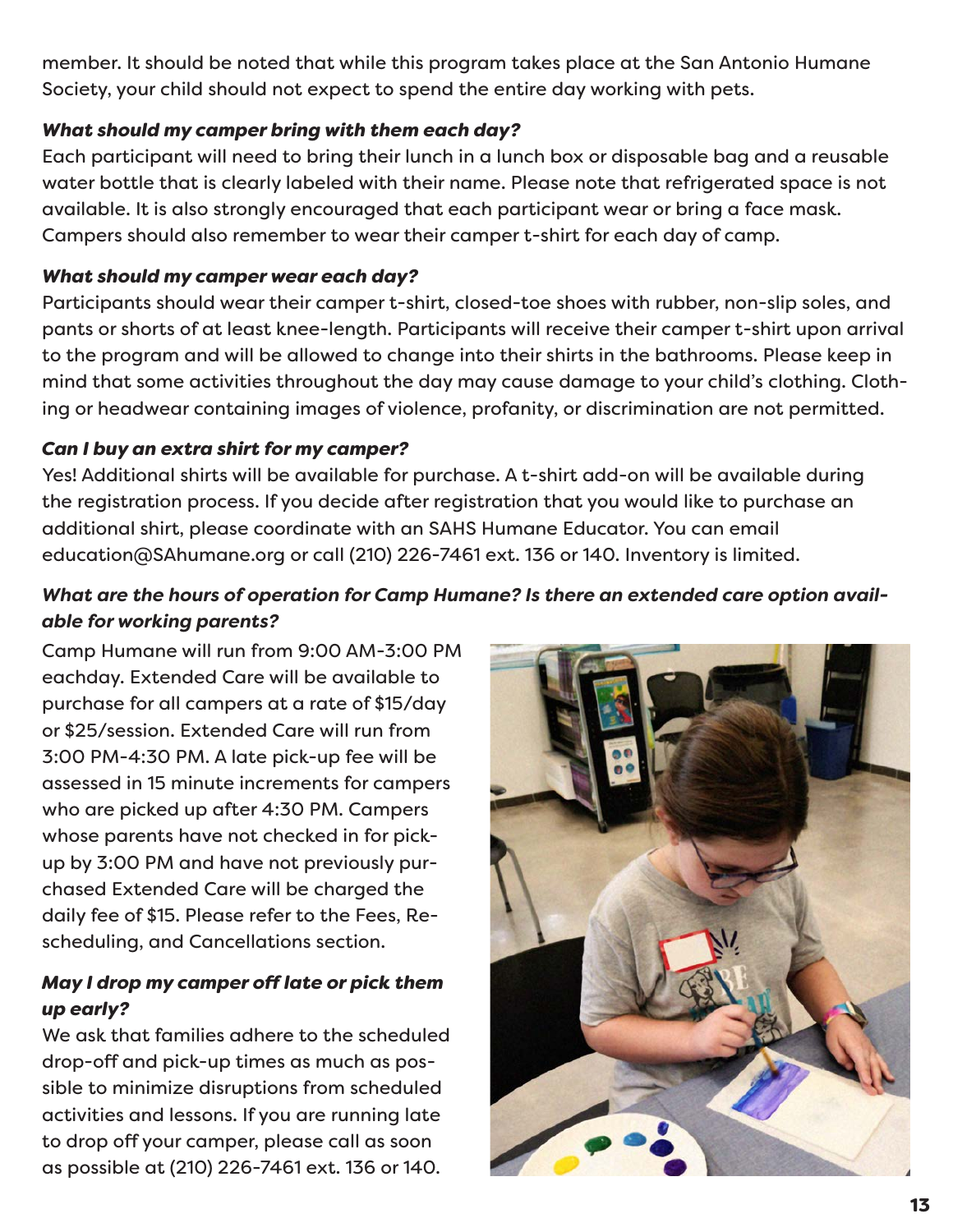member. It should be noted that while this program takes place at the San Antonio Humane Society, your child should not expect to spend the entire day working with pets.

***What should my camper bring with them each day?***

Each participant will need to bring their lunch in a lunch box or disposable bag and a reusable water bottle that is clearly labeled with their name. Please note that refrigerated space is not available. It is also strongly encouraged that each participant wear or bring a face mask. Campers should also remember to wear their camper t-shirt for each day of camp.

***What should my camper wear each day?***

Participants should wear their camper t-shirt, closed-toe shoes with rubber, non-slip soles, and pants or shorts of at least knee-length. Participants will receive their camper t-shirt upon arrival to the program and will be allowed to change into their shirts in the bathrooms. Please keep in mind that some activities throughout the day may cause damage to your child's clothing. Clothing or headwear containing images of violence, profanity, or discrimination are not permitted.

***Can I buy an extra shirt for my camper?***

Yes! Additional shirts will be available for purchase. A t-shirt add-on will be available during the registration process. If you decide after registration that you would like to purchase an additional shirt, please coordinate with an SAHS Humane Educator. You can email education@SAhumane.org or call (210) 226-7461 ext. 136 or 140. Inventory is limited.

***What are the hours of operation for Camp Humane? Is there an extended care option available for working parents?***

Camp Humane will run from 9:00 AM-3:00 PM eachday. Extended Care will be available to purchase for all campers at a rate of $15/day or $25/session. Extended Care will run from 3:00 PM-4:30 PM. A late pick-up fee will be assessed in 15 minute increments for campers who are picked up after 4:30 PM. Campers whose parents have not checked in for pick-up by 3:00 PM and have not previously purchased Extended Care will be charged the daily fee of $15. Please refer to the Fees, Rescheduling, and Cancellations section.

***May I drop my camper off late or pick them up early?***

We ask that families adhere to the scheduled drop-off and pick-up times as much as possible to minimize disruptions from scheduled activities and lessons. If you are running late to drop off your camper, please call as soon as possible at (210) 226-7461 ext. 136 or 140.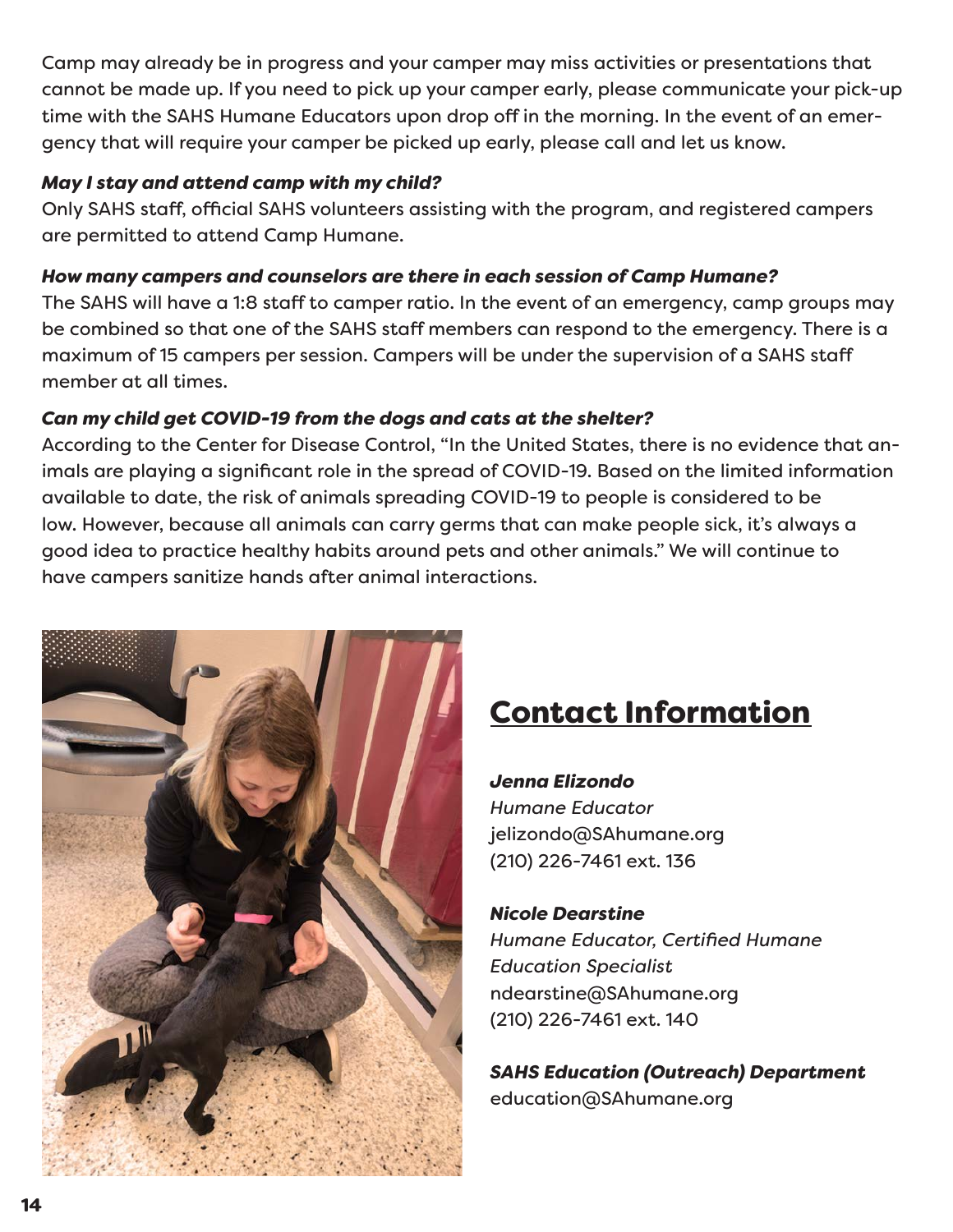Camp may already be in progress and your camper may miss activities or presentations that cannot be made up. If you need to pick up your camper early, please communicate your pick-up time with the SAHS Humane Educators upon drop off in the morning. In the event of an emergency that will require your camper be picked up early, please call and let us know.

***May I stay and attend camp with my child?***

Only SAHS staff, official SAHS volunteers assisting with the program, and registered campers are permitted to attend Camp Humane.

***How many campers and counselors are there in each session of Camp Humane?***

The SAHS will have a 1:8 staff to camper ratio. In the event of an emergency, camp groups may be combined so that one of the SAHS staff members can respond to the emergency. There is a maximum of 15 campers per session. Campers will be under the supervision of a SAHS staff member at all times.

***Can my child get COVID-19 from the dogs and cats at the shelter?***

According to the Center for Disease Control, "In the United States, there is no evidence that animals are playing a significant role in the spread of COVID-19. Based on the limited information available to date, the risk of animals spreading COVID-19 to people is considered to be low. However, because all animals can carry germs that can make people sick, it's always a good idea to practice healthy habits around pets and other animals." We will continue to have campers sanitize hands after animal interactions.

## Contact Information

***Jenna Elizondo***
*Humane Educator*
jelizondo@SAhumane.org
(210) 226-7461 ext. 136

***Nicole Dearstine***
*Humane Educator, Certified Humane Education Specialist*
ndearstine@SAhumane.org
(210) 226-7461 ext. 140

***SAHS Education (Outreach) Department***
education@SAhumane.org